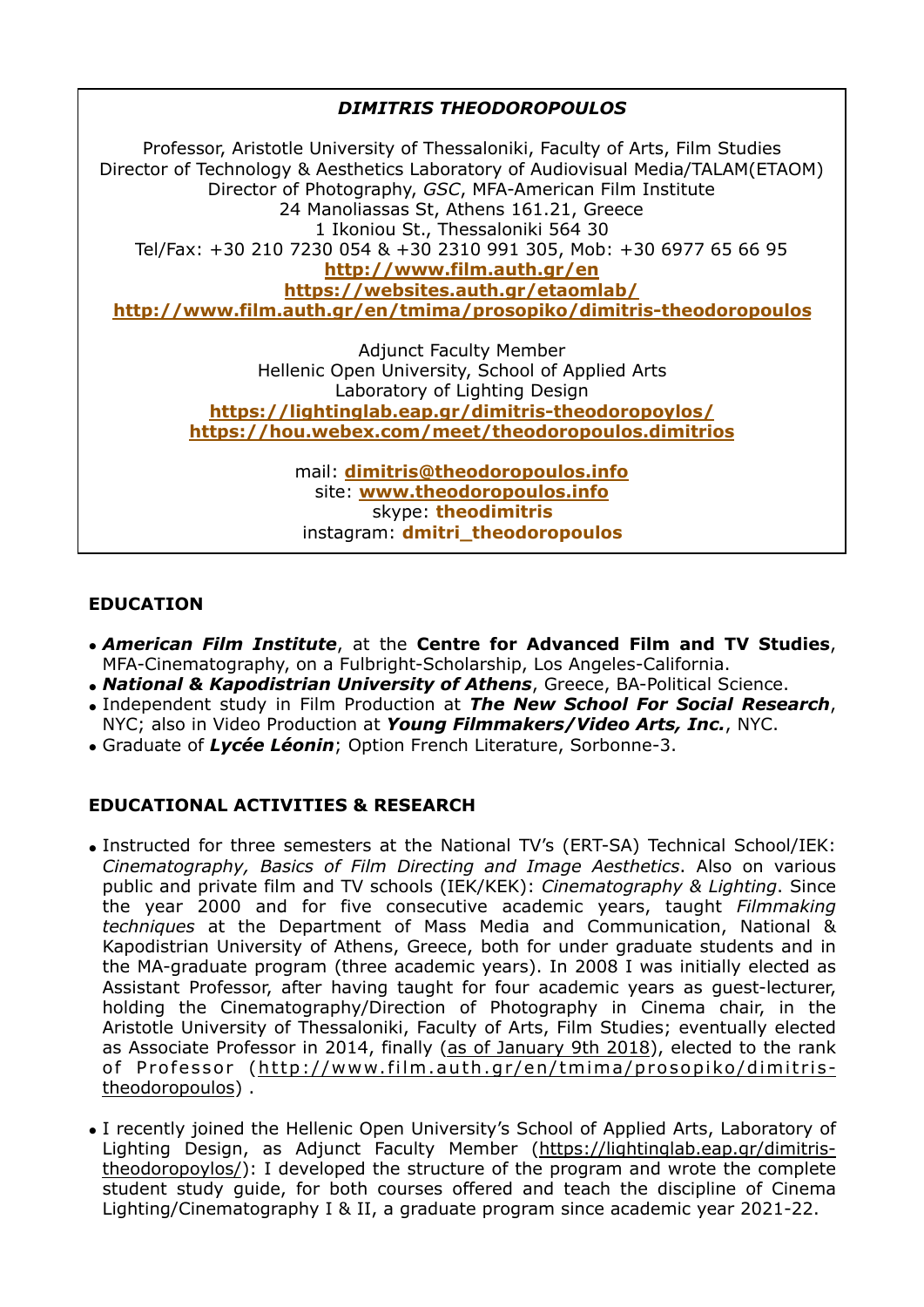***DIMITRIS THEODOROPOULOS***

Professor, Aristotle University of Thessaloniki, Faculty of Arts, Film Studies
Director of Technology & Aesthetics Laboratory of Audiovisual Media/TALAM(ETAOM)
Director of Photography, *GSC*, MFA-American Film Institute
24 Manoliassas St, Athens 161.21, Greece
1 Ikoniou St., Thessaloniki 564 30
Tel/Fax: +30 210 7230 054 & +30 2310 991 305, Mob: +30 6977 65 66 95
**http://www.film.auth.gr/en**
**https://websites.auth.gr/etaomlab/**
**http://www.film.auth.gr/en/tmima/prosopiko/dimitris-theodoropoulos**

Adjunct Faculty Member
Hellenic Open University, School of Applied Arts
Laboratory of Lighting Design
**https://lightinglab.eap.gr/dimitris-theodoropoylos/**
**https://hou.webex.com/meet/theodoropoulos.dimitrios**

mail: **dimitris@theodoropoulos.info**
site: **www.theodoropoulos.info**
skype: **theodimitris**
instagram: **dmitri_theodoropoulos**

## EDUCATION

- ***American Film Institute***, at the **Centre for Advanced Film and TV Studies**, MFA-Cinematography, on a Fulbright-Scholarship, Los Angeles-California.
- ***National & Kapodistrian University of Athens***, Greece, BA-Political Science.
- Independent study in Film Production at ***The New School For Social Research***, NYC; also in Video Production at ***Young Filmmakers/Video Arts, Inc.***, NYC.
- Graduate of ***Lycée Léonin***; Option French Literature, Sorbonne-3.

## EDUCATIONAL ACTIVITIES & RESEARCH

- Instructed for three semesters at the National TV's (ERT-SA) Technical School/IEK: *Cinematography, Basics of Film Directing and Image Aesthetics*. Also on various public and private film and TV schools (IEK/KEK): *Cinematography & Lighting*. Since the year 2000 and for five consecutive academic years, taught *Filmmaking techniques* at the Department of Mass Media and Communication, National & Kapodistrian University of Athens, Greece, both for under graduate students and in the MA-graduate program (three academic years). In 2008 I was initially elected as Assistant Professor, after having taught for four academic years as guest-lecturer, holding the Cinematography/Direction of Photography in Cinema chair, in the Aristotle University of Thessaloniki, Faculty of Arts, Film Studies; eventually elected as Associate Professor in 2014, finally (as of January 9th 2018), elected to the rank of Professor (http://www.film.auth.gr/en/tmima/prosopiko/dimitris-theodoropoulos) .

- I recently joined the Hellenic Open University's School of Applied Arts, Laboratory of Lighting Design, as Adjunct Faculty Member (https://lightinglab.eap.gr/dimitris-theodoropoylos/): I developed the structure of the program and wrote the complete student study guide, for both courses offered and teach the discipline of Cinema Lighting/Cinematography I & II, a graduate program since academic year 2021-22.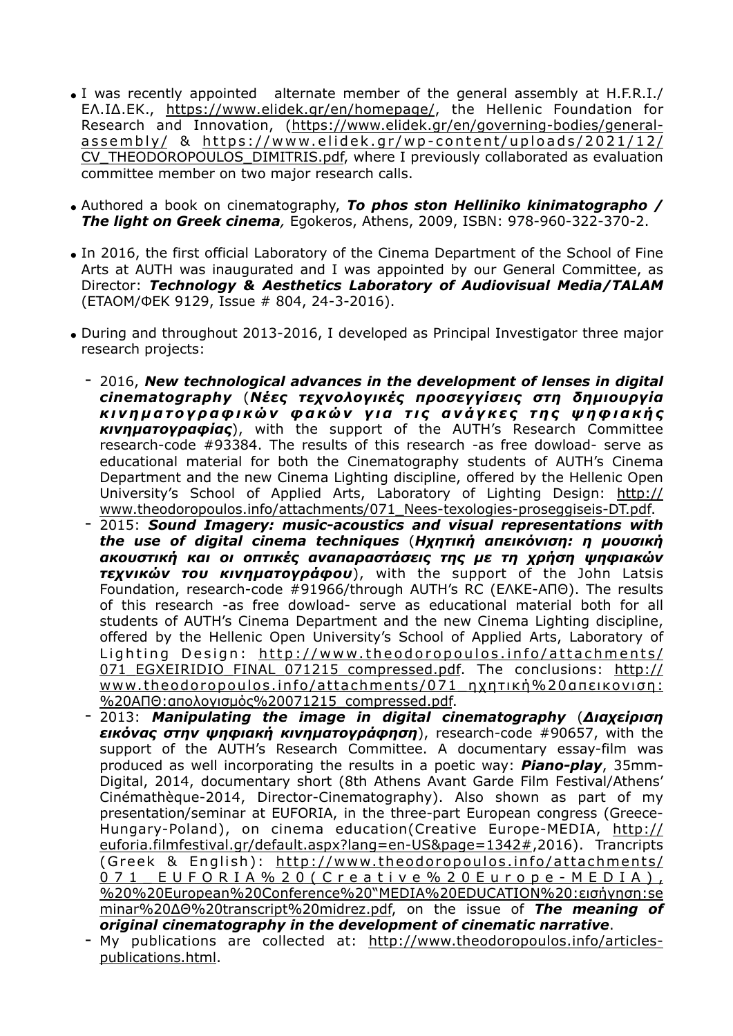- I was recently appointed alternate member of the general assembly at H.F.R.I./ ΕΛ.ΙΔ.ΕΚ., https://www.elidek.gr/en/homepage/, the Hellenic Foundation for Research and Innovation, (https://www.elidek.gr/en/governing-bodies/general-assembly/ & https://www.elidek.gr/wp-content/uploads/2021/12/CV_THEODOROPOULOS_DIMITRIS.pdf, where I previously collaborated as evaluation committee member on two major research calls.

- Authored a book on cinematography, ***To phos ston Helliniko kinimatographo / The light on Greek cinema***, Egokeros, Athens, 2009, ISBN: 978-960-322-370-2.

- In 2016, the first official Laboratory of the Cinema Department of the School of Fine Arts at AUTH was inaugurated and I was appointed by our General Committee, as Director: ***Technology & Aesthetics Laboratory of Audiovisual Media/TALAM*** (ΕΤΑΟΜ/ΦΕΚ 9129, Issue # 804, 24-3-2016).

- During and throughout 2013-2016, I developed as Principal Investigator three major research projects:

  - 2016, ***New technological advances in the development of lenses in digital cinematography*** (***Νέες τεχνολογικές προσεγγίσεις στη δημιουργία κινηματογραφικών φακών για τις ανάγκες της ψηφιακής κινηματογραφίας***), with the support of the AUTH's Research Committee research-code #93384. The results of this research -as free dowload- serve as educational material for both the Cinematography students of AUTH's Cinema Department and the new Cinema Lighting discipline, offered by the Hellenic Open University's School of Applied Arts, Laboratory of Lighting Design: http://www.theodoropoulos.info/attachments/071_Nees-texologies-proseggiseis-DT.pdf.
  - 2015: ***Sound Imagery: music-acoustics and visual representations with the use of digital cinema techniques*** (***Ηχητική απεικόνιση: η μουσική ακουστική και οι οπτικές αναπαραστάσεις της με τη χρήση ψηφιακών τεχνικών του κινηματογράφου***), with the support of the John Latsis Foundation, research-code #91966/through AUTH's RC (ΕΛΚΕ-ΑΠΘ). The results of this research -as free dowload- serve as educational material both for all students of AUTH's Cinema Department and the new Cinema Lighting discipline, offered by the Hellenic Open University's School of Applied Arts, Laboratory of Lighting Design: http://www.theodoropoulos.info/attachments/071_EGXEIRIDIO_FINAL_071215_compressed.pdf. The conclusions: http://www.theodoropoulos.info/attachments/071_ηχητική%20απεικονιση:%20ΑΠΘ:απολογισμός%20071215_compressed.pdf.
  - 2013: ***Manipulating the image in digital cinematography*** (***Διαχείριση εικόνας στην ψηφιακή κινηματογράφηση***), research-code #90657, with the support of the AUTH's Research Committee. A documentary essay-film was produced as well incorporating the results in a poetic way: ***Piano-play***, 35mm-Digital, 2014, documentary short (8th Athens Avant Garde Film Festival/Athens' Cinémathèque-2014, Director-Cinematography). Also shown as part of my presentation/seminar at EUFORIA, in the three-part European congress (Greece-Hungary-Poland), on cinema education(Creative Europe-MEDIA, http://euforia.filmfestival.gr/default.aspx?lang=en-US&page=1342#,2016). Trancripts (Greek & English): http://www.theodoropoulos.info/attachments/071_EUFORIA%20(Creative%20Europe-MEDIA),%20%20European%20Conference%20"MEDIA%20EDUCATION%20:εισήγηση:seminar%20ΔΘ%20transcript%20midrez.pdf, on the issue of ***The meaning of original cinematography in the development of cinematic narrative***.
  - My publications are collected at: http://www.theodoropoulos.info/articles-publications.html.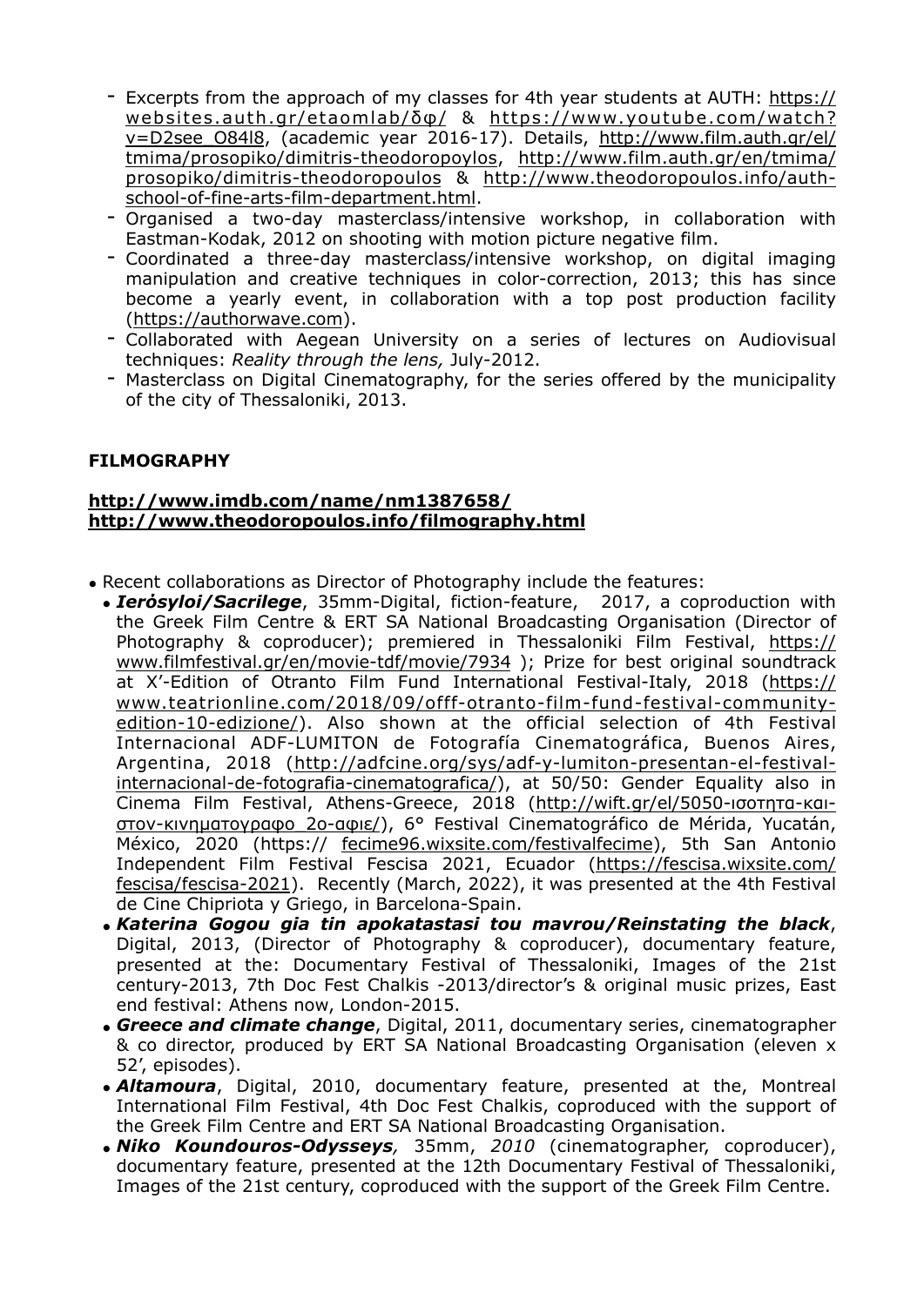- Excerpts from the approach of my classes for 4th year students at AUTH: https://websites.auth.gr/etaomlab/δφ/ & https://www.youtube.com/watch?v=D2see_O84l8, (academic year 2016-17). Details, http://www.film.auth.gr/el/tmima/prosopiko/dimitris-theodoropoylos, http://www.film.auth.gr/en/tmima/prosopiko/dimitris-theodoropoulos & http://www.theodoropoulos.info/auth-school-of-fine-arts-film-department.html.
- Organised a two-day masterclass/intensive workshop, in collaboration with Eastman-Kodak, 2012 on shooting with motion picture negative film.
- Coordinated a three-day masterclass/intensive workshop, on digital imaging manipulation and creative techniques in color-correction, 2013; this has since become a yearly event, in collaboration with a top post production facility (https://authorwave.com).
- Collaborated with Aegean University on a series of lectures on Audiovisual techniques: *Reality through the lens,* July-2012.
- Masterclass on Digital Cinematography, for the series offered by the municipality of the city of Thessaloniki, 2013.

## FILMOGRAPHY

**http://www.imdb.com/name/nm1387658/**
**http://www.theodoropoulos.info/filmography.html**

- Recent collaborations as Director of Photography include the features:
  - ***Ieròsyloi/Sacrilege***, 35mm-Digital, fiction-feature, 2017, a coproduction with the Greek Film Centre & ERT SA National Broadcasting Organisation (Director of Photography & coproducer); premiered in Thessaloniki Film Festival, https://www.filmfestival.gr/en/movie-tdf/movie/7934 ); Prize for best original soundtrack at X'-Edition of Otranto Film Fund International Festival-Italy, 2018 (https://www.teatrionline.com/2018/09/offf-otranto-film-fund-festival-community-edition-10-edizione/). Also shown at the official selection of 4th Festival Internacional ADF-LUMITON de Fotografía Cinematográfica, Buenos Aires, Argentina, 2018 (http://adfcine.org/sys/adf-y-lumiton-presentan-el-festival-internacional-de-fotografia-cinematografica/), at 50/50: Gender Equality also in Cinema Film Festival, Athens-Greece, 2018 (http://wift.gr/el/5050-ισοτητα-και-στον-κινηματογραφο_2ο-αφιε/), 6° Festival Cinematográfico de Mérida, Yucatán, México, 2020 (https:// fecime96.wixsite.com/festivalfecime), 5th San Antonio Independent Film Festival Fescisa 2021, Ecuador (https://fescisa.wixsite.com/fescisa/fescisa-2021). Recently (March, 2022), it was presented at the 4th Festival de Cine Chipriota y Griego, in Barcelona-Spain.
  - ***Katerina Gogou gia tin apokatastasi tou mavrou/Reinstating the black***, Digital, 2013, (Director of Photography & coproducer), documentary feature, presented at the: Documentary Festival of Thessaloniki, Images of the 21st century-2013, 7th Doc Fest Chalkis -2013/director's & original music prizes, East end festival: Athens now, London-2015.
  - ***Greece and climate change***, Digital, 2011, documentary series, cinematographer & co director, produced by ERT SA National Broadcasting Organisation (eleven x 52', episodes).
  - ***Altamoura***, Digital, 2010, documentary feature, presented at the, Montreal International Film Festival, 4th Doc Fest Chalkis, coproduced with the support of the Greek Film Centre and ERT SA National Broadcasting Organisation.
  - ***Niko Koundouros-Odysseys**,* 35mm, *2010* (cinematographer, coproducer), documentary feature, presented at the 12th Documentary Festival of Thessaloniki, Images of the 21st century, coproduced with the support of the Greek Film Centre.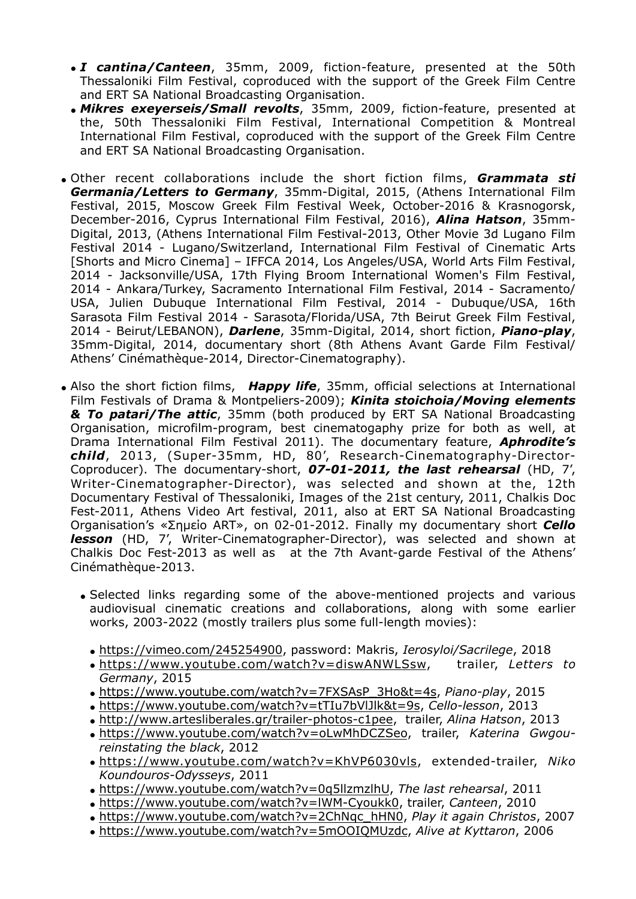- ***I cantina/Canteen***, 35mm, 2009, fiction-feature, presented at the 50th Thessaloniki Film Festival, coproduced with the support of the Greek Film Centre and ERT SA National Broadcasting Organisation.
- ***Mikres exeyerseis/Small revolts***, 35mm, 2009, fiction-feature, presented at the, 50th Thessaloniki Film Festival, International Competition & Montreal International Film Festival, coproduced with the support of the Greek Film Centre and ERT SA National Broadcasting Organisation.

- Other recent collaborations include the short fiction films, ***Grammata sti Germania/Letters to Germany***, 35mm-Digital, 2015, (Athens International Film Festival, 2015, Moscow Greek Film Festival Week, October-2016 & Krasnogorsk, December-2016, Cyprus International Film Festival, 2016), ***Alina Hatson***, 35mm-Digital, 2013, (Athens International Film Festival-2013, Other Movie 3d Lugano Film Festival 2014 - Lugano/Switzerland, International Film Festival of Cinematic Arts [Shorts and Micro Cinema] – IFFCA 2014, Los Angeles/USA, World Arts Film Festival, 2014 - Jacksonville/USA, 17th Flying Broom International Women's Film Festival, 2014 - Ankara/Turkey, Sacramento International Film Festival, 2014 - Sacramento/USA, Julien Dubuque International Film Festival, 2014 - Dubuque/USA, 16th Sarasota Film Festival 2014 - Sarasota/Florida/USA, 7th Beirut Greek Film Festival, 2014 - Beirut/LEBANON), ***Darlene***, 35mm-Digital, 2014, short fiction, ***Piano-play***, 35mm-Digital, 2014, documentary short (8th Athens Avant Garde Film Festival/ Athens' Cinémathèque-2014, Director-Cinematography).

- Also the short fiction films, ***Happy life***, 35mm, official selections at International Film Festivals of Drama & Montpeliers-2009); ***Kinita stoichoia/Moving elements & To patari/The attic***, 35mm (both produced by ERT SA National Broadcasting Organisation, microfilm-program, best cinematogaphy prize for both as well, at Drama International Film Festival 2011). The documentary feature, ***Aphrodite's child***, 2013, (Super-35mm, HD, 80', Research-Cinematography-Director-Coproducer). The documentary-short, ***07-01-2011, the last rehearsal*** (HD, 7', Writer-Cinematographer-Director), was selected and shown at the, 12th Documentary Festival of Thessaloniki, Images of the 21st century, 2011, Chalkis Doc Fest-2011, Athens Video Art festival, 2011, also at ERT SA National Broadcasting Organisation's «Σημείο ART», on 02-01-2012. Finally my documentary short ***Cello lesson*** (HD, 7', Writer-Cinematographer-Director), was selected and shown at Chalkis Doc Fest-2013 as well as at the 7th Avant-garde Festival of the Athens' Cinémathèque-2013.

  - Selected links regarding some of the above-mentioned projects and various audiovisual cinematic creations and collaborations, along with some earlier works, 2003-2022 (mostly trailers plus some full-length movies):

    - https://vimeo.com/245254900, password: Makris, *Ierosyloi/Sacrilege*, 2018
    - https://www.youtube.com/watch?v=diswANWLSsw, trailer, *Letters to Germany*, 2015
    - https://www.youtube.com/watch?v=7FXSAsP_3Ho&t=4s, *Piano-play*, 2015
    - https://www.youtube.com/watch?v=tTIu7bVlJlk&t=9s, *Cello-lesson*, 2013
    - http://www.artesliberales.gr/trailer-photos-c1pee, trailer, *Alina Hatson*, 2013
    - https://www.youtube.com/watch?v=oLwMhDCZSeo, trailer, *Katerina Gwgou-reinstating the black*, 2012
    - https://www.youtube.com/watch?v=KhVP6030vls, extended-trailer, *Niko Koundouros-Odysseys*, 2011
    - https://www.youtube.com/watch?v=0q5llzmzlhU, *The last rehearsal*, 2011
    - https://www.youtube.com/watch?v=lWM-Cyoukk0, trailer, *Canteen*, 2010
    - https://www.youtube.com/watch?v=2ChNqc_hHN0, *Play it again Christos*, 2007
    - https://www.youtube.com/watch?v=5mOOIQMUzdc, *Alive at Kyttaron*, 2006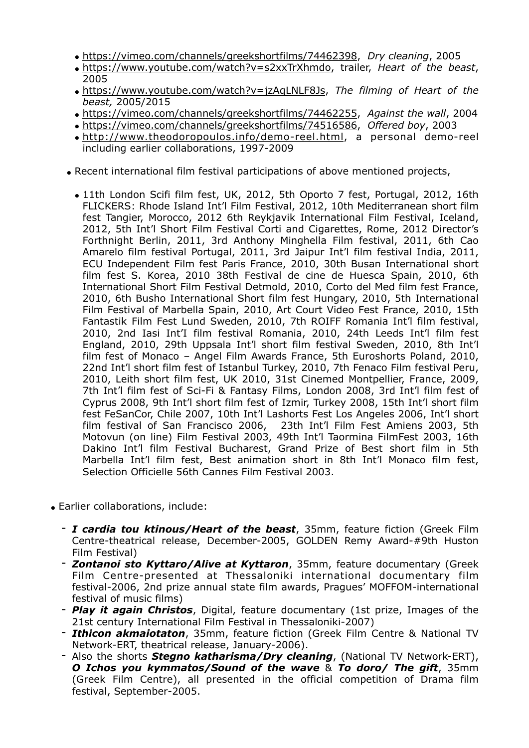- https://vimeo.com/channels/greekshortfilms/74462398, *Dry cleaning*, 2005
- https://www.youtube.com/watch?v=s2xxTrXhmdo, trailer, *Heart of the beast*, 2005
- https://www.youtube.com/watch?v=jzAqLNLF8Js, *The filming of Heart of the beast,* 2005/2015
- https://vimeo.com/channels/greekshortfilms/74462255, *Against the wall*, 2004
- https://vimeo.com/channels/greekshortfilms/74516586, *Offered boy*, 2003
- http://www.theodoropoulos.info/demo-reel.html, a personal demo-reel including earlier collaborations, 1997-2009

- Recent international film festival participations of above mentioned projects,

  - 11th London Scifi film fest, UK, 2012, 5th Oporto 7 fest, Portugal, 2012, 16th FLICKERS: Rhode Island Int'l Film Festival, 2012, 10th Mediterranean short film fest Tangier, Morocco, 2012 6th Reykjavik International Film Festival, Iceland, 2012, 5th Int'l Short Film Festival Corti and Cigarettes, Rome, 2012 Director's Forthnight Berlin, 2011, 3rd Anthony Minghella Film festival, 2011, 6th Cao Amarelo film festival Portugal, 2011, 3rd Jaipur Int'l film festival India, 2011, ECU Independent Film fest Paris France, 2010, 30th Busan International short film fest S. Korea, 2010 38th Festival de cine de Huesca Spain, 2010, 6th International Short Film Festival Detmold, 2010, Corto del Med film fest France, 2010, 6th Busho International Short film fest Hungary, 2010, 5th International Film Festival of Marbella Spain, 2010, Art Court Video Fest France, 2010, 15th Fantastik Film Fest Lund Sweden, 2010, 7th ROIFF Romania Int'l film festival, 2010, 2nd Iasi Int'I film festival Romania, 2010, 24th Leeds Int'l film fest England, 2010, 29th Uppsala Int'l short film festival Sweden, 2010, 8th Int'l film fest of Monaco – Angel Film Awards France, 5th Euroshorts Poland, 2010, 22nd Int'l short film fest of Istanbul Turkey, 2010, 7th Fenaco Film festival Peru, 2010, Leith short film fest, UK 2010, 31st Cinemed Montpellier, France, 2009, 7th Int'l film fest of Sci-Fi & Fantasy Films, London 2008, 3rd Int'l film fest of Cyprus 2008, 9th Int'l short film fest of Izmir, Turkey 2008, 15th Int'l short film fest FeSanCor, Chile 2007, 10th Int'l Lashorts Fest Los Angeles 2006, Int'l short film festival of San Francisco 2006, 23th Int'l Film Fest Amiens 2003, 5th Motovun (on line) Film Festival 2003, 49th Int'l Taormina FilmFest 2003, 16th Dakino Int'l film Festival Bucharest, Grand Prize of Best short film in 5th Marbella Int'l film fest, Best animation short in 8th Int'l Monaco film fest, Selection Officielle 56th Cannes Film Festival 2003.

- Earlier collaborations, include:

  - ***I cardia tou ktinous/Heart of the beast***, 35mm, feature fiction (Greek Film Centre-theatrical release, December-2005, GOLDEN Remy Award-#9th Huston Film Festival)
  - ***Zontanoi sto Kyttaro/Alive at Kyttaron***, 35mm, feature documentary (Greek Film Centre-presented at Thessaloniki international documentary film festival-2006, 2nd prize annual state film awards, Pragues' MOFFOM-international festival of music films)
  - ***Play it again Christos***, Digital, feature documentary (1st prize, Images of the 21st century International Film Festival in Thessaloniki-2007)
  - ***Ithicon akmaiotaton***, 35mm, feature fiction (Greek Film Centre & National TV Network-ERT, theatrical release, January-2006).
  - Also the shorts ***Stegno katharisma/Dry cleaning***, (National TV Network-ERT), ***O Ichos you kymmatos/Sound of the wave*** & ***To doro/ The gift***, 35mm (Greek Film Centre), all presented in the official competition of Drama film festival, September-2005.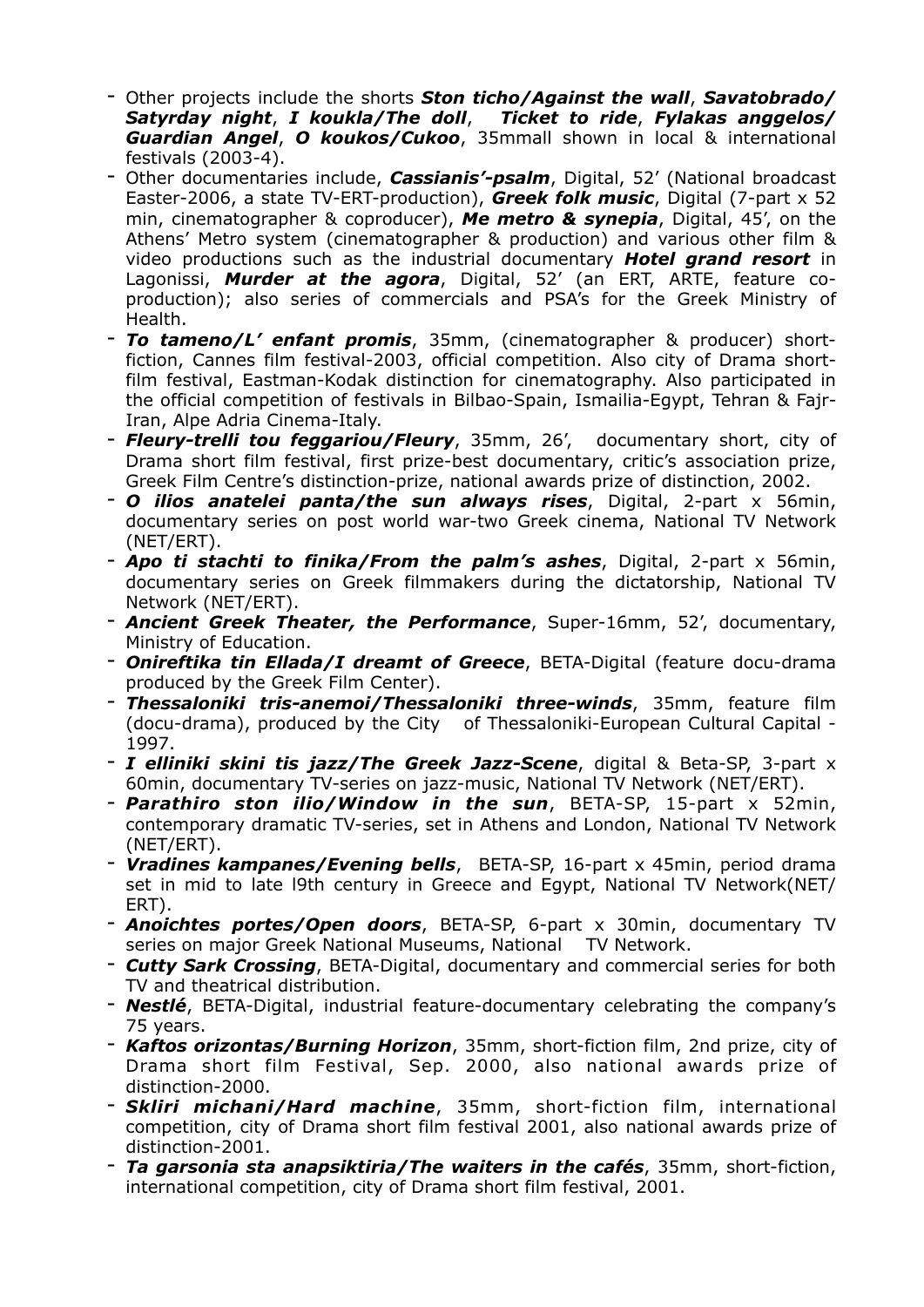- Other projects include the shorts ***Ston ticho/Against the wall***, ***Savatobrado/ Satyrday night***, ***I koukla/The doll***, ***Ticket to ride***, ***Fylakas anggelos/ Guardian Angel***, ***O koukos/Cukoo***, 35mmall shown in local & international festivals (2003-4).
- Other documentaries include, ***Cassianis'-psalm***, Digital, 52' (National broadcast Easter-2006, a state TV-ERT-production), ***Greek folk music***, Digital (7-part x 52 min, cinematographer & coproducer), ***Me metro & synepia***, Digital, 45', on the Athens' Metro system (cinematographer & production) and various other film & video productions such as the industrial documentary ***Hotel grand resort*** in Lagonissi, ***Murder at the agora***, Digital, 52' (an ERT, ARTE, feature co-production); also series of commercials and PSA's for the Greek Ministry of Health.
- ***To tameno/L' enfant promis***, 35mm, (cinematographer & producer) short-fiction, Cannes film festival-2003, official competition. Also city of Drama short-film festival, Eastman-Kodak distinction for cinematography. Also participated in the official competition of festivals in Bilbao-Spain, Ismailia-Egypt, Tehran & Fajr-Iran, Alpe Adria Cinema-Italy.
- ***Fleury-trelli tou feggariou/Fleury***, 35mm, 26', documentary short, city of Drama short film festival, first prize-best documentary, critic's association prize, Greek Film Centre's distinction-prize, national awards prize of distinction, 2002.
- ***O ilios anatelei panta/the sun always rises***, Digital, 2-part x 56min, documentary series on post world war-two Greek cinema, National TV Network (NET/ERT).
- ***Apo ti stachti to finika/From the palm's ashes***, Digital, 2-part x 56min, documentary series on Greek filmmakers during the dictatorship, National TV Network (NET/ERT).
- ***Ancient Greek Theater, the Performance***, Super-16mm, 52', documentary, Ministry of Education.
- ***Onireftika tin Ellada/I dreamt of Greece***, BETA-Digital (feature docu-drama produced by the Greek Film Center).
- ***Thessaloniki tris-anemoi/Thessaloniki three-winds***, 35mm, feature film (docu-drama), produced by the City of Thessaloniki-European Cultural Capital - 1997.
- ***I elliniki skini tis jazz/The Greek Jazz-Scene***, digital & Beta-SP, 3-part x 60min, documentary TV-series on jazz-music, National TV Network (NET/ERT).
- ***Parathiro ston ilio/Window in the sun***, BETA-SP, 15-part x 52min, contemporary dramatic TV-series, set in Athens and London, National TV Network (NET/ERT).
- ***Vradines kampanes/Evening bells***, BETA-SP, 16-part x 45min, period drama set in mid to late l9th century in Greece and Egypt, National TV Network(NET/ ERT).
- ***Anoichtes portes/Open doors***, BETA-SP, 6-part x 30min, documentary TV series on major Greek National Museums, National TV Network.
- ***Cutty Sark Crossing***, BETA-Digital, documentary and commercial series for both TV and theatrical distribution.
- ***Nestlé***, BETA-Digital, industrial feature-documentary celebrating the company's 75 years.
- ***Kaftos orizontas/Burning Horizon***, 35mm, short-fiction film, 2nd prize, city of Drama short film Festival, Sep. 2000, also national awards prize of distinction-2000.
- ***Skliri michani/Hard machine***, 35mm, short-fiction film, international competition, city of Drama short film festival 2001, also national awards prize of distinction-2001.
- ***Ta garsonia sta anapsiktiria/The waiters in the cafés***, 35mm, short-fiction, international competition, city of Drama short film festival, 2001.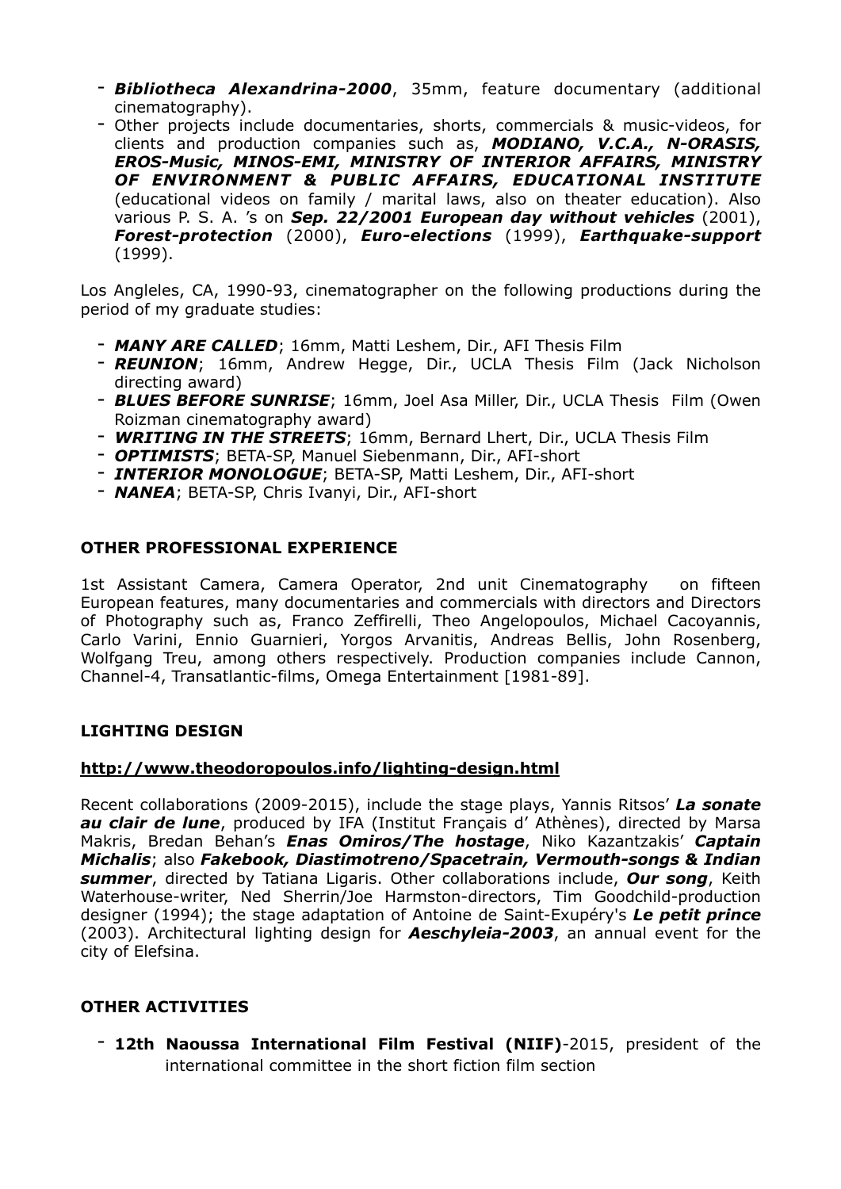- ***Bibliotheca Alexandrina-2000***, 35mm, feature documentary (additional cinematography).
- Other projects include documentaries, shorts, commercials & music-videos, for clients and production companies such as, ***MODIANO, V.C.A., N-ORASIS, EROS-Music, MINOS-EMI, MINISTRY OF INTERIOR AFFAIRS, MINISTRY OF ENVIRONMENT & PUBLIC AFFAIRS, EDUCATIONAL INSTITUTE*** (educational videos on family / marital laws, also on theater education). Also various P. S. A. 's on ***Sep. 22/2001 European day without vehicles*** (2001), ***Forest-protection*** (2000), ***Euro-elections*** (1999), ***Earthquake-support*** (1999).

Los Angleles, CA, 1990-93, cinematographer on the following productions during the period of my graduate studies:

- ***MANY ARE CALLED***; 16mm, Matti Leshem, Dir., AFI Thesis Film
- ***REUNION***; 16mm, Andrew Hegge, Dir., UCLA Thesis Film (Jack Nicholson directing award)
- ***BLUES BEFORE SUNRISE***; 16mm, Joel Asa Miller, Dir., UCLA Thesis Film (Owen Roizman cinematography award)
- ***WRITING IN THE STREETS***; 16mm, Bernard Lhert, Dir., UCLA Thesis Film
- ***OPTIMISTS***; BETA-SP, Manuel Siebenmann, Dir., AFI-short
- ***INTERIOR MONOLOGUE***; BETA-SP, Matti Leshem, Dir., AFI-short
- ***NANEA***; BETA-SP, Chris Ivanyi, Dir., AFI-short

**OTHER PROFESSIONAL EXPERIENCE**

1st Assistant Camera, Camera Operator, 2nd unit Cinematography on fifteen European features, many documentaries and commercials with directors and Directors of Photography such as, Franco Zeffirelli, Theo Angelopoulos, Michael Cacoyannis, Carlo Varini, Ennio Guarnieri, Yorgos Arvanitis, Andreas Bellis, John Rosenberg, Wolfgang Treu, among others respectively. Production companies include Cannon, Channel-4, Transatlantic-films, Omega Entertainment [1981-89].

**LIGHTING DESIGN**

**http://www.theodoropoulos.info/lighting-design.html**

Recent collaborations (2009-2015), include the stage plays, Yannis Ritsos' ***La sonate au clair de lune***, produced by IFA (Institut Français d' Athènes), directed by Marsa Makris, Bredan Behan's ***Enas Omiros/The hostage***, Niko Kazantzakis' ***Captain Michalis***; also ***Fakebook, Diastimotreno/Spacetrain, Vermouth-songs & Indian summer***, directed by Tatiana Ligaris. Other collaborations include, ***Our song***, Keith Waterhouse-writer, Ned Sherrin/Joe Harmston-directors, Tim Goodchild-production designer (1994); the stage adaptation of Antoine de Saint-Exupéry's ***Le petit prince*** (2003). Architectural lighting design for ***Aeschyleia-2003***, an annual event for the city of Elefsina.

**OTHER ACTIVITIES**

- **12th Naoussa International Film Festival (NIIF)**-2015, president of the international committee in the short fiction film section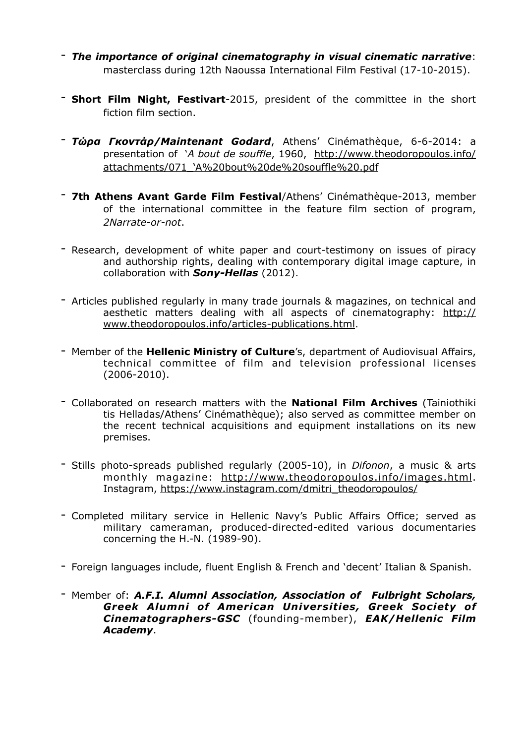- ***The importance of original cinematography in visual cinematic narrative***: masterclass during 12th Naoussa International Film Festival (17-10-2015).

- **Short Film Night, Festivart**-2015, president of the committee in the short fiction film section.

- ***Τώρα Γκοντάρ/Maintenant Godard***, Athens' Cinémathèque, 6-6-2014: a presentation of *'A bout de souffle*, 1960, http://www.theodoropoulos.info/attachments/071_'A%20bout%20de%20souffle%20.pdf

- **7th Athens Avant Garde Film Festival**/Athens' Cinémathèque-2013, member of the international committee in the feature film section of program, *2Narrate-or-not*.

- Research, development of white paper and court-testimony on issues of piracy and authorship rights, dealing with contemporary digital image capture, in collaboration with ***Sony-Hellas*** (2012).

- Articles published regularly in many trade journals & magazines, on technical and aesthetic matters dealing with all aspects of cinematography: http://www.theodoropoulos.info/articles-publications.html.

- Member of the **Hellenic Ministry of Culture**'s, department of Audiovisual Affairs, technical committee of film and television professional licenses (2006-2010).

- Collaborated on research matters with the **National Film Archives** (Tainiothiki tis Helladas/Athens' Cinémathèque); also served as committee member on the recent technical acquisitions and equipment installations on its new premises.

- Stills photo-spreads published regularly (2005-10), in *Difonon*, a music & arts monthly magazine: http://www.theodoropoulos.info/images.html. Instagram, https://www.instagram.com/dmitri_theodoropoulos/

- Completed military service in Hellenic Navy's Public Affairs Office; served as military cameraman, produced-directed-edited various documentaries concerning the H.-N. (1989-90).

- Foreign languages include, fluent English & French and 'decent' Italian & Spanish.

- Member of: ***A.F.I. Alumni Association, Association of Fulbright Scholars, Greek Alumni of American Universities, Greek Society of Cinematographers-GSC*** (founding-member), ***EAK/Hellenic Film Academy***.